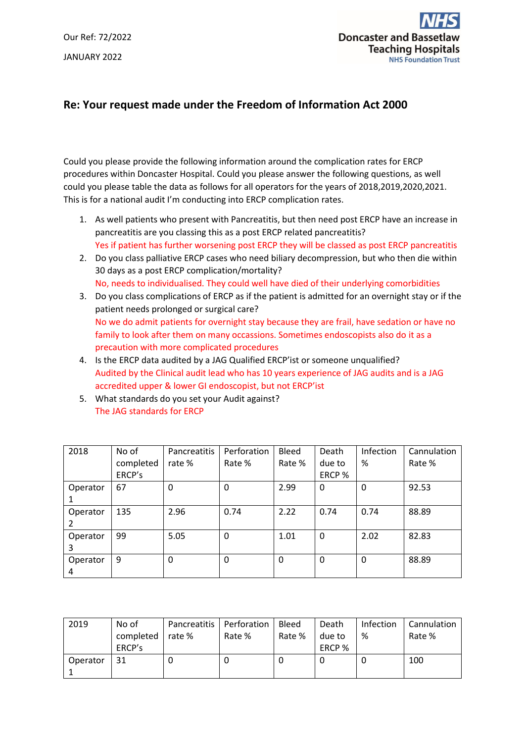Our Ref: 72/2022

JANUARY 2022

NHS Doncaster and Bassetlaw Teaching Hospitals NHS Foundation Trust

## Re: Your request made under the Freedom of Information Act 2000

Could you please provide the following information around the complication rates for ERCP procedures within Doncaster Hospital. Could you please answer the following questions, as well could you please table the data as follows for all operators for the years of 2018,2019,2020,2021. This is for a national audit I'm conducting into ERCP complication rates.

1. As well patients who present with Pancreatitis, but then need post ERCP have an increase in pancreatitis are you classing this as a post ERCP related pancreatitis?
   Yes if patient has further worsening post ERCP they will be classed as post ERCP pancreatitis
2. Do you class palliative ERCP cases who need biliary decompression, but who then die within 30 days as a post ERCP complication/mortality?
   No, needs to individualised. They could well have died of their underlying comorbidities
3. Do you class complications of ERCP as if the patient is admitted for an overnight stay or if the patient needs prolonged or surgical care?
   No we do admit patients for overnight stay because they are frail, have sedation or have no family to look after them on many occassions. Sometimes endoscopists also do it as a precaution with more complicated procedures
4. Is the ERCP data audited by a JAG Qualified ERCP'ist or someone unqualified?
   Audited by the Clinical audit lead who has 10 years experience of JAG audits and is a JAG accredited upper & lower GI endoscopist, but not ERCP'ist
5. What standards do you set your Audit against?
   The JAG standards for ERCP

| 2018 | No of completed ERCP's | Pancreatitis rate % | Perforation Rate % | Bleed Rate % | Death due to ERCP % | Infection % | Cannulation Rate % |
|---|---|---|---|---|---|---|---|
| Operator 1 | 67 | 0 | 0 | 2.99 | 0 | 0 | 92.53 |
| Operator 2 | 135 | 2.96 | 0.74 | 2.22 | 0.74 | 0.74 | 88.89 |
| Operator 3 | 99 | 5.05 | 0 | 1.01 | 0 | 2.02 | 82.83 |
| Operator 4 | 9 | 0 | 0 | 0 | 0 | 0 | 88.89 |

| 2019 | No of completed ERCP's | Pancreatitis rate % | Perforation Rate % | Bleed Rate % | Death due to ERCP % | Infection % | Cannulation Rate % |
|---|---|---|---|---|---|---|---|
| Operator 1 | 31 | 0 | 0 | 0 | 0 | 0 | 100 |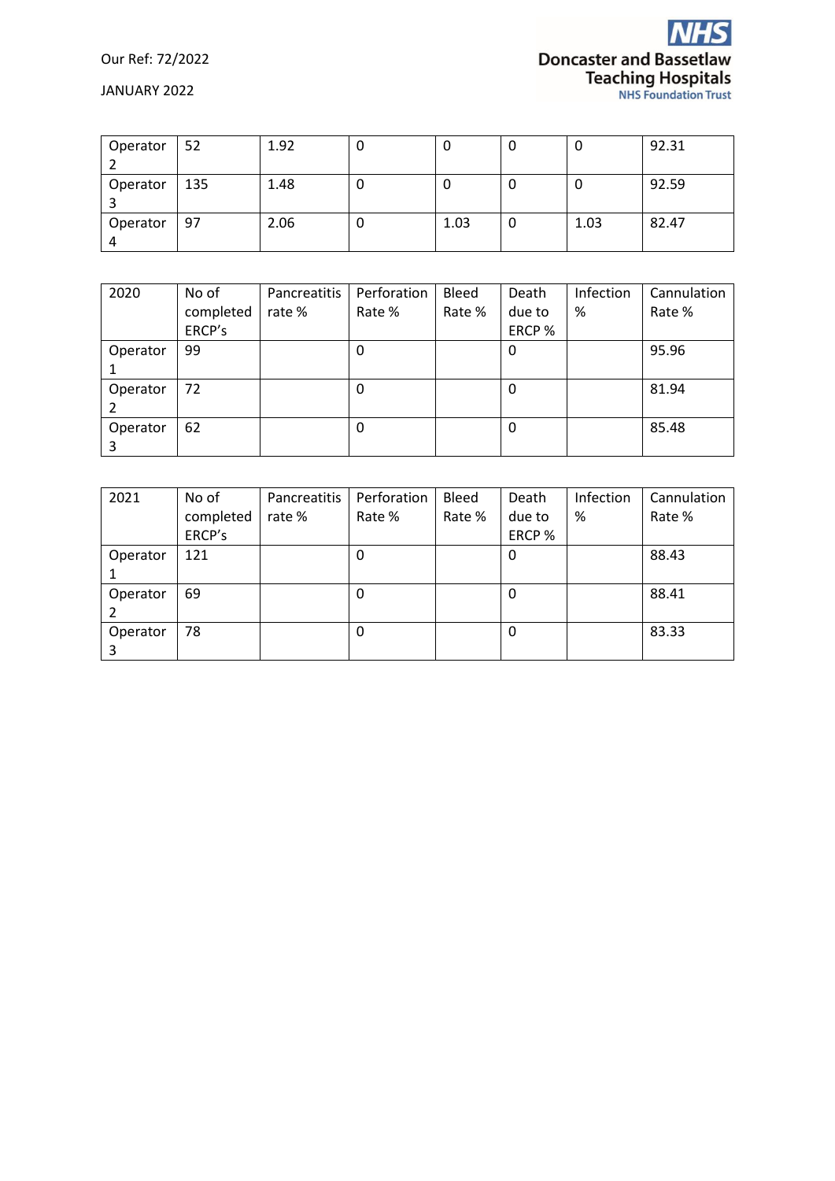| | | | | | | | |
|---|---|---|---|---|---|---|---|
| Operator 2 | 52 | 1.92 | 0 | 0 | 0 | 0 | 92.31 |
| Operator 3 | 135 | 1.48 | 0 | 0 | 0 | 0 | 92.59 |
| Operator 4 | 97 | 2.06 | 0 | 1.03 | 0 | 1.03 | 82.47 |

| 2020 | No of completed ERCP's | Pancreatitis rate % | Perforation Rate % | Bleed Rate % | Death due to ERCP % | Infection % | Cannulation Rate % |
|---|---|---|---|---|---|---|---|
| Operator 1 | 99 | | 0 | | 0 | | 95.96 |
| Operator 2 | 72 | | 0 | | 0 | | 81.94 |
| Operator 3 | 62 | | 0 | | 0 | | 85.48 |

| 2021 | No of completed ERCP's | Pancreatitis rate % | Perforation Rate % | Bleed Rate % | Death due to ERCP % | Infection % | Cannulation Rate % |
|---|---|---|---|---|---|---|---|
| Operator 1 | 121 | | 0 | | 0 | | 88.43 |
| Operator 2 | 69 | | 0 | | 0 | | 88.41 |
| Operator 3 | 78 | | 0 | | 0 | | 83.33 |